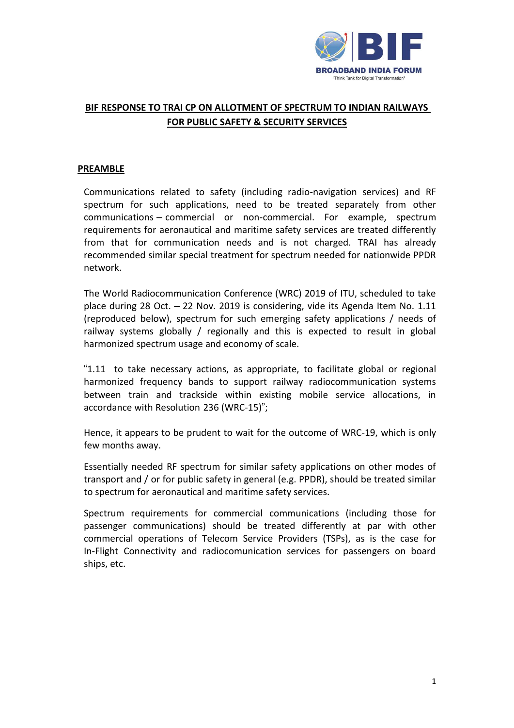**BIF RESPONSE TO TRAI CP ON ALLOTMENT OF SPECTRUM TO INDIAN RAILWAYS FOR PUBLIC SAFETY & SECURITY SERVICES**

**PREAMBLE**

Communications related to safety (including radio-navigation services) and RF spectrum for such applications, need to be treated separately from other communications – commercial or non-commercial. For example, spectrum requirements for aeronautical and maritime safety services are treated differently from that for communication needs and is not charged. TRAI has already recommended similar special treatment for spectrum needed for nationwide PPDR network.

The World Radiocommunication Conference (WRC) 2019 of ITU, scheduled to take place during 28 Oct. – 22 Nov. 2019 is considering, vide its Agenda Item No. 1.11 (reproduced below), spectrum for such emerging safety applications / needs of railway systems globally / regionally and this is expected to result in global harmonized spectrum usage and economy of scale.

"1.11 to take necessary actions, as appropriate, to facilitate global or regional harmonized frequency bands to support railway radiocommunication systems between train and trackside within existing mobile service allocations, in accordance with Resolution 236 (WRC-15)";

Hence, it appears to be prudent to wait for the outcome of WRC-19, which is only few months away.

Essentially needed RF spectrum for similar safety applications on other modes of transport and / or for public safety in general (e.g. PPDR), should be treated similar to spectrum for aeronautical and maritime safety services.

Spectrum requirements for commercial communications (including those for passenger communications) should be treated differently at par with other commercial operations of Telecom Service Providers (TSPs), as is the case for In-Flight Connectivity and radiocomunication services for passengers on board ships, etc.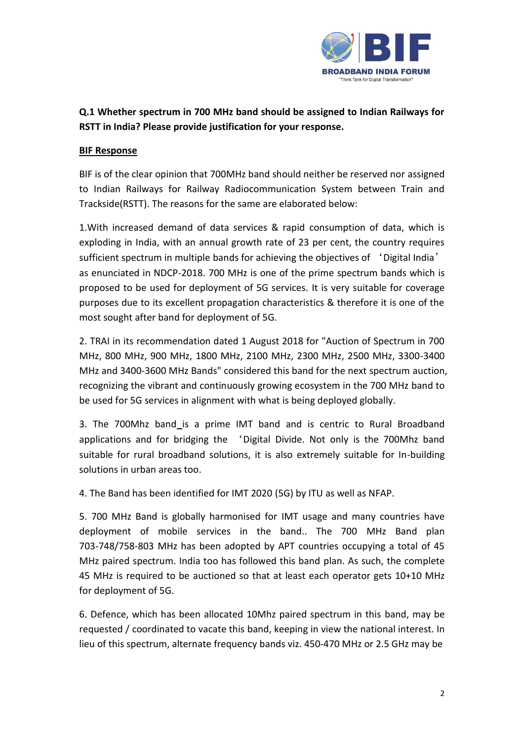**Q.1 Whether spectrum in 700 MHz band should be assigned to Indian Railways for RSTT in India? Please provide justification for your response.**

**BIF Response**

BIF is of the clear opinion that 700MHz band should neither be reserved nor assigned to Indian Railways for Railway Radiocommunication System between Train and Trackside(RSTT). The reasons for the same are elaborated below:

1.With increased demand of data services & rapid consumption of data, which is exploding in India, with an annual growth rate of 23 per cent, the country requires sufficient spectrum in multiple bands for achieving the objectives of 'Digital India' as enunciated in NDCP-2018. 700 MHz is one of the prime spectrum bands which is proposed to be used for deployment of 5G services. It is very suitable for coverage purposes due to its excellent propagation characteristics & therefore it is one of the most sought after band for deployment of 5G.

2. TRAI in its recommendation dated 1 August 2018 for "Auction of Spectrum in 700 MHz, 800 MHz, 900 MHz, 1800 MHz, 2100 MHz, 2300 MHz, 2500 MHz, 3300-3400 MHz and 3400-3600 MHz Bands" considered this band for the next spectrum auction, recognizing the vibrant and continuously growing ecosystem in the 700 MHz band to be used for 5G services in alignment with what is being deployed globally.

3. The 700Mhz band is a prime IMT band and is centric to Rural Broadband applications and for bridging the 'Digital Divide. Not only is the 700Mhz band suitable for rural broadband solutions, it is also extremely suitable for In-building solutions in urban areas too.

4. The Band has been identified for IMT 2020 (5G) by ITU as well as NFAP.

5. 700 MHz Band is globally harmonised for IMT usage and many countries have deployment of mobile services in the band.. The 700 MHz Band plan 703-748/758-803 MHz has been adopted by APT countries occupying a total of 45 MHz paired spectrum. India too has followed this band plan. As such, the complete 45 MHz is required to be auctioned so that at least each operator gets 10+10 MHz for deployment of 5G.

6. Defence, which has been allocated 10Mhz paired spectrum in this band, may be requested / coordinated to vacate this band, keeping in view the national interest. In lieu of this spectrum, alternate frequency bands viz. 450-470 MHz or 2.5 GHz may be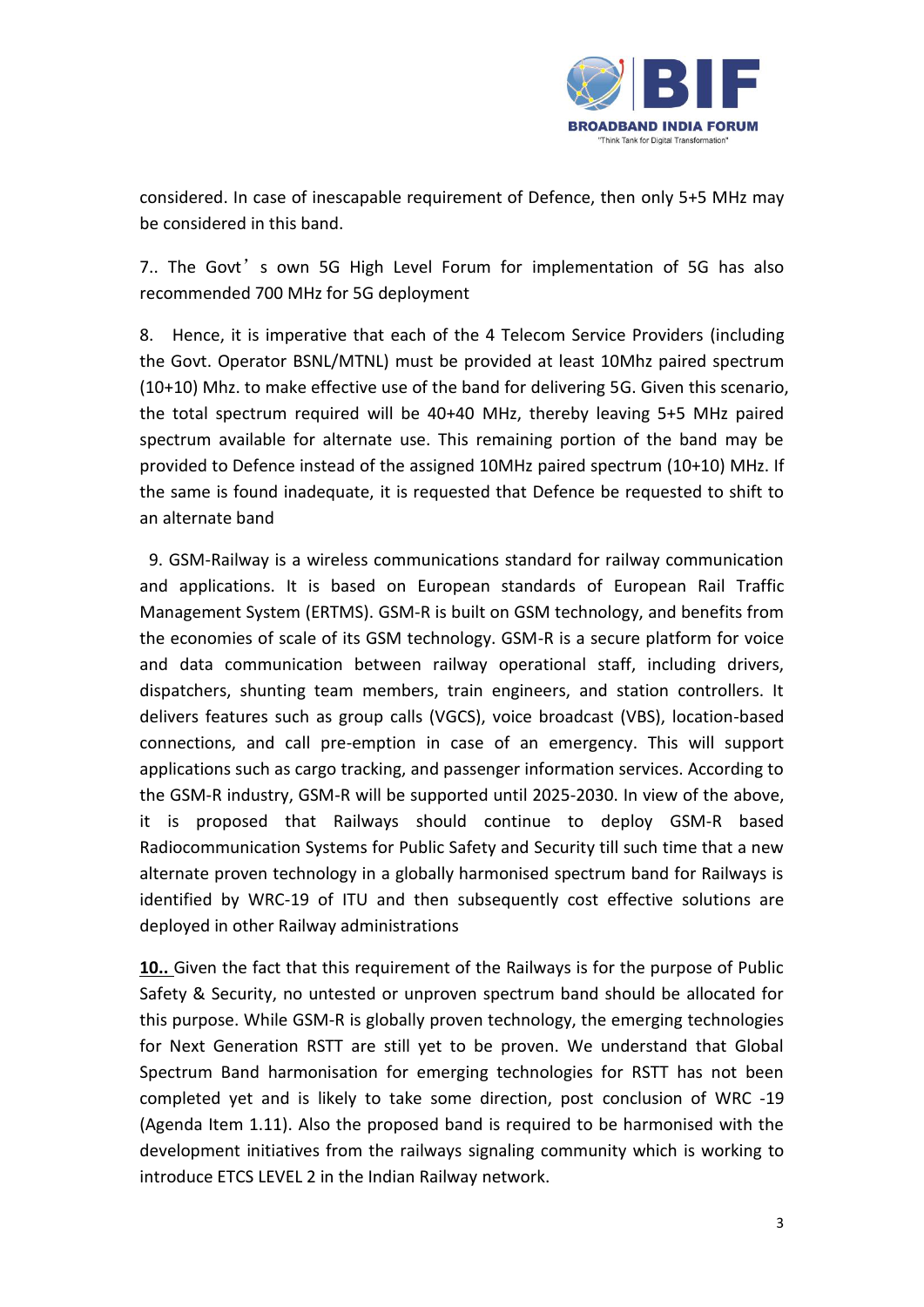considered. In case of inescapable requirement of Defence, then only 5+5 MHz may be considered in this band.

7.. The Govt's own 5G High Level Forum for implementation of 5G has also recommended 700 MHz for 5G deployment

8. Hence, it is imperative that each of the 4 Telecom Service Providers (including the Govt. Operator BSNL/MTNL) must be provided at least 10Mhz paired spectrum (10+10) Mhz. to make effective use of the band for delivering 5G. Given this scenario, the total spectrum required will be 40+40 MHz, thereby leaving 5+5 MHz paired spectrum available for alternate use. This remaining portion of the band may be provided to Defence instead of the assigned 10MHz paired spectrum (10+10) MHz. If the same is found inadequate, it is requested that Defence be requested to shift to an alternate band

9. GSM-Railway is a wireless communications standard for railway communication and applications. It is based on European standards of European Rail Traffic Management System (ERTMS). GSM-R is built on GSM technology, and benefits from the economies of scale of its GSM technology. GSM-R is a secure platform for voice and data communication between railway operational staff, including drivers, dispatchers, shunting team members, train engineers, and station controllers. It delivers features such as group calls (VGCS), voice broadcast (VBS), location-based connections, and call pre-emption in case of an emergency. This will support applications such as cargo tracking, and passenger information services. According to the GSM-R industry, GSM-R will be supported until 2025-2030. In view of the above, it is proposed that Railways should continue to deploy GSM-R based Radiocommunication Systems for Public Safety and Security till such time that a new alternate proven technology in a globally harmonised spectrum band for Railways is identified by WRC-19 of ITU and then subsequently cost effective solutions are deployed in other Railway administrations

**10..** Given the fact that this requirement of the Railways is for the purpose of Public Safety & Security, no untested or unproven spectrum band should be allocated for this purpose. While GSM-R is globally proven technology, the emerging technologies for Next Generation RSTT are still yet to be proven. We understand that Global Spectrum Band harmonisation for emerging technologies for RSTT has not been completed yet and is likely to take some direction, post conclusion of WRC -19 (Agenda Item 1.11). Also the proposed band is required to be harmonised with the development initiatives from the railways signaling community which is working to introduce ETCS LEVEL 2 in the Indian Railway network.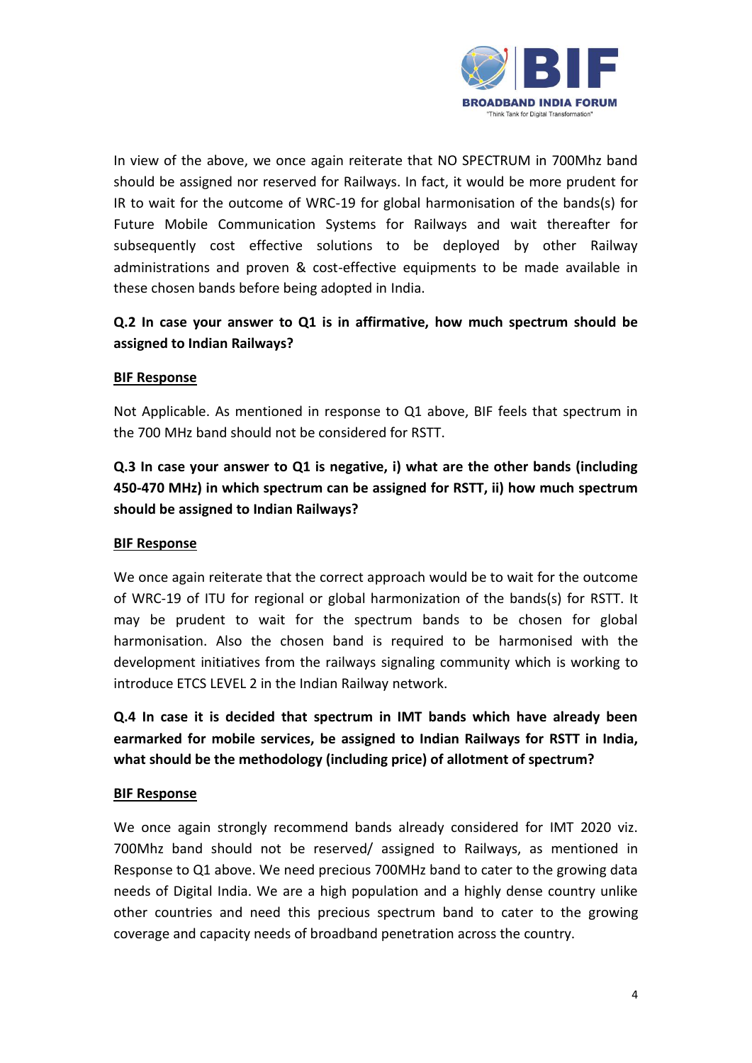In view of the above, we once again reiterate that NO SPECTRUM in 700Mhz band should be assigned nor reserved for Railways. In fact, it would be more prudent for IR to wait for the outcome of WRC-19 for global harmonisation of the bands(s) for Future Mobile Communication Systems for Railways and wait thereafter for subsequently cost effective solutions to be deployed by other Railway administrations and proven & cost-effective equipments to be made available in these chosen bands before being adopted in India.

**Q.2 In case your answer to Q1 is in affirmative, how much spectrum should be assigned to Indian Railways?**

**<u>BIF Response</u>**

Not Applicable. As mentioned in response to Q1 above, BIF feels that spectrum in the 700 MHz band should not be considered for RSTT.

**Q.3 In case your answer to Q1 is negative, i) what are the other bands (including 450-470 MHz) in which spectrum can be assigned for RSTT, ii) how much spectrum should be assigned to Indian Railways?**

**<u>BIF Response</u>**

We once again reiterate that the correct approach would be to wait for the outcome of WRC-19 of ITU for regional or global harmonization of the bands(s) for RSTT. It may be prudent to wait for the spectrum bands to be chosen for global harmonisation. Also the chosen band is required to be harmonised with the development initiatives from the railways signaling community which is working to introduce ETCS LEVEL 2 in the Indian Railway network.

**Q.4 In case it is decided that spectrum in IMT bands which have already been earmarked for mobile services, be assigned to Indian Railways for RSTT in India, what should be the methodology (including price) of allotment of spectrum?**

**<u>BIF Response</u>**

We once again strongly recommend bands already considered for IMT 2020 viz. 700Mhz band should not be reserved/ assigned to Railways, as mentioned in Response to Q1 above. We need precious 700MHz band to cater to the growing data needs of Digital India. We are a high population and a highly dense country unlike other countries and need this precious spectrum band to cater to the growing coverage and capacity needs of broadband penetration across the country.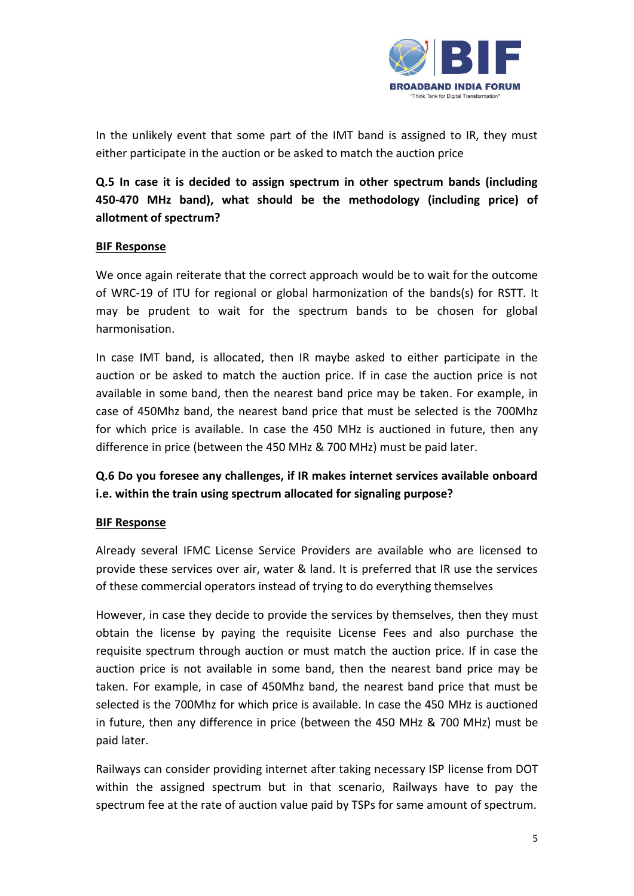In the unlikely event that some part of the IMT band is assigned to IR, they must either participate in the auction or be asked to match the auction price

**Q.5 In case it is decided to assign spectrum in other spectrum bands (including 450-470 MHz band), what should be the methodology (including price) of allotment of spectrum?**

**BIF Response**

We once again reiterate that the correct approach would be to wait for the outcome of WRC-19 of ITU for regional or global harmonization of the bands(s) for RSTT. It may be prudent to wait for the spectrum bands to be chosen for global harmonisation.

In case IMT band, is allocated, then IR maybe asked to either participate in the auction or be asked to match the auction price. If in case the auction price is not available in some band, then the nearest band price may be taken. For example, in case of 450Mhz band, the nearest band price that must be selected is the 700Mhz for which price is available. In case the 450 MHz is auctioned in future, then any difference in price (between the 450 MHz & 700 MHz) must be paid later.

**Q.6 Do you foresee any challenges, if IR makes internet services available onboard i.e. within the train using spectrum allocated for signaling purpose?**

**BIF Response**

Already several IFMC License Service Providers are available who are licensed to provide these services over air, water & land. It is preferred that IR use the services of these commercial operators instead of trying to do everything themselves

However, in case they decide to provide the services by themselves, then they must obtain the license by paying the requisite License Fees and also purchase the requisite spectrum through auction or must match the auction price. If in case the auction price is not available in some band, then the nearest band price may be taken. For example, in case of 450Mhz band, the nearest band price that must be selected is the 700Mhz for which price is available. In case the 450 MHz is auctioned in future, then any difference in price (between the 450 MHz & 700 MHz) must be paid later.

Railways can consider providing internet after taking necessary ISP license from DOT within the assigned spectrum but in that scenario, Railways have to pay the spectrum fee at the rate of auction value paid by TSPs for same amount of spectrum.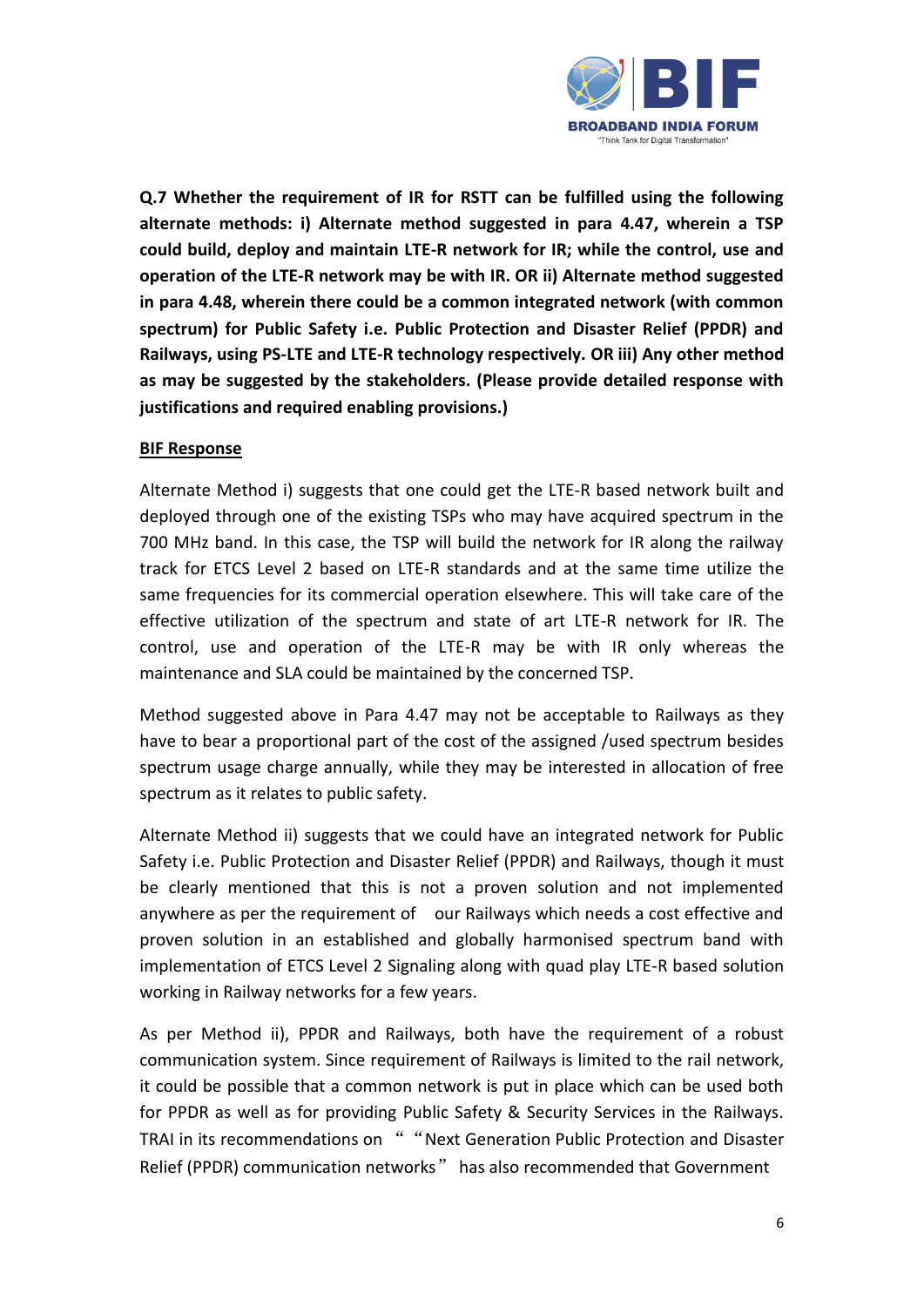**Q.7 Whether the requirement of IR for RSTT can be fulfilled using the following alternate methods: i) Alternate method suggested in para 4.47, wherein a TSP could build, deploy and maintain LTE-R network for IR; while the control, use and operation of the LTE-R network may be with IR. OR ii) Alternate method suggested in para 4.48, wherein there could be a common integrated network (with common spectrum) for Public Safety i.e. Public Protection and Disaster Relief (PPDR) and Railways, using PS-LTE and LTE-R technology respectively. OR iii) Any other method as may be suggested by the stakeholders. (Please provide detailed response with justifications and required enabling provisions.)**

**BIF Response**

Alternate Method i) suggests that one could get the LTE-R based network built and deployed through one of the existing TSPs who may have acquired spectrum in the 700 MHz band. In this case, the TSP will build the network for IR along the railway track for ETCS Level 2 based on LTE-R standards and at the same time utilize the same frequencies for its commercial operation elsewhere. This will take care of the effective utilization of the spectrum and state of art LTE-R network for IR. The control, use and operation of the LTE-R may be with IR only whereas the maintenance and SLA could be maintained by the concerned TSP.

Method suggested above in Para 4.47 may not be acceptable to Railways as they have to bear a proportional part of the cost of the assigned /used spectrum besides spectrum usage charge annually, while they may be interested in allocation of free spectrum as it relates to public safety.

Alternate Method ii) suggests that we could have an integrated network for Public Safety i.e. Public Protection and Disaster Relief (PPDR) and Railways, though it must be clearly mentioned that this is not a proven solution and not implemented anywhere as per the requirement of our Railways which needs a cost effective and proven solution in an established and globally harmonised spectrum band with implementation of ETCS Level 2 Signaling along with quad play LTE-R based solution working in Railway networks for a few years.

As per Method ii), PPDR and Railways, both have the requirement of a robust communication system. Since requirement of Railways is limited to the rail network, it could be possible that a common network is put in place which can be used both for PPDR as well as for providing Public Safety & Security Services in the Railways. TRAI in its recommendations on " "Next Generation Public Protection and Disaster Relief (PPDR) communication networks" has also recommended that Government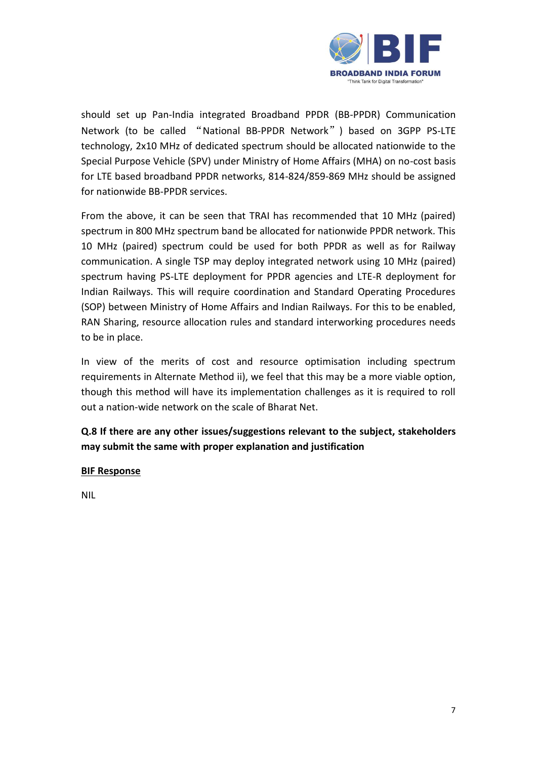should set up Pan-India integrated Broadband PPDR (BB-PPDR) Communication Network (to be called "National BB-PPDR Network") based on 3GPP PS-LTE technology, 2x10 MHz of dedicated spectrum should be allocated nationwide to the Special Purpose Vehicle (SPV) under Ministry of Home Affairs (MHA) on no-cost basis for LTE based broadband PPDR networks, 814-824/859-869 MHz should be assigned for nationwide BB-PPDR services.

From the above, it can be seen that TRAI has recommended that 10 MHz (paired) spectrum in 800 MHz spectrum band be allocated for nationwide PPDR network. This 10 MHz (paired) spectrum could be used for both PPDR as well as for Railway communication. A single TSP may deploy integrated network using 10 MHz (paired) spectrum having PS-LTE deployment for PPDR agencies and LTE-R deployment for Indian Railways. This will require coordination and Standard Operating Procedures (SOP) between Ministry of Home Affairs and Indian Railways. For this to be enabled, RAN Sharing, resource allocation rules and standard interworking procedures needs to be in place.

In view of the merits of cost and resource optimisation including spectrum requirements in Alternate Method ii), we feel that this may be a more viable option, though this method will have its implementation challenges as it is required to roll out a nation-wide network on the scale of Bharat Net.

**Q.8 If there are any other issues/suggestions relevant to the subject, stakeholders may submit the same with proper explanation and justification**

**BIF Response**

NIL